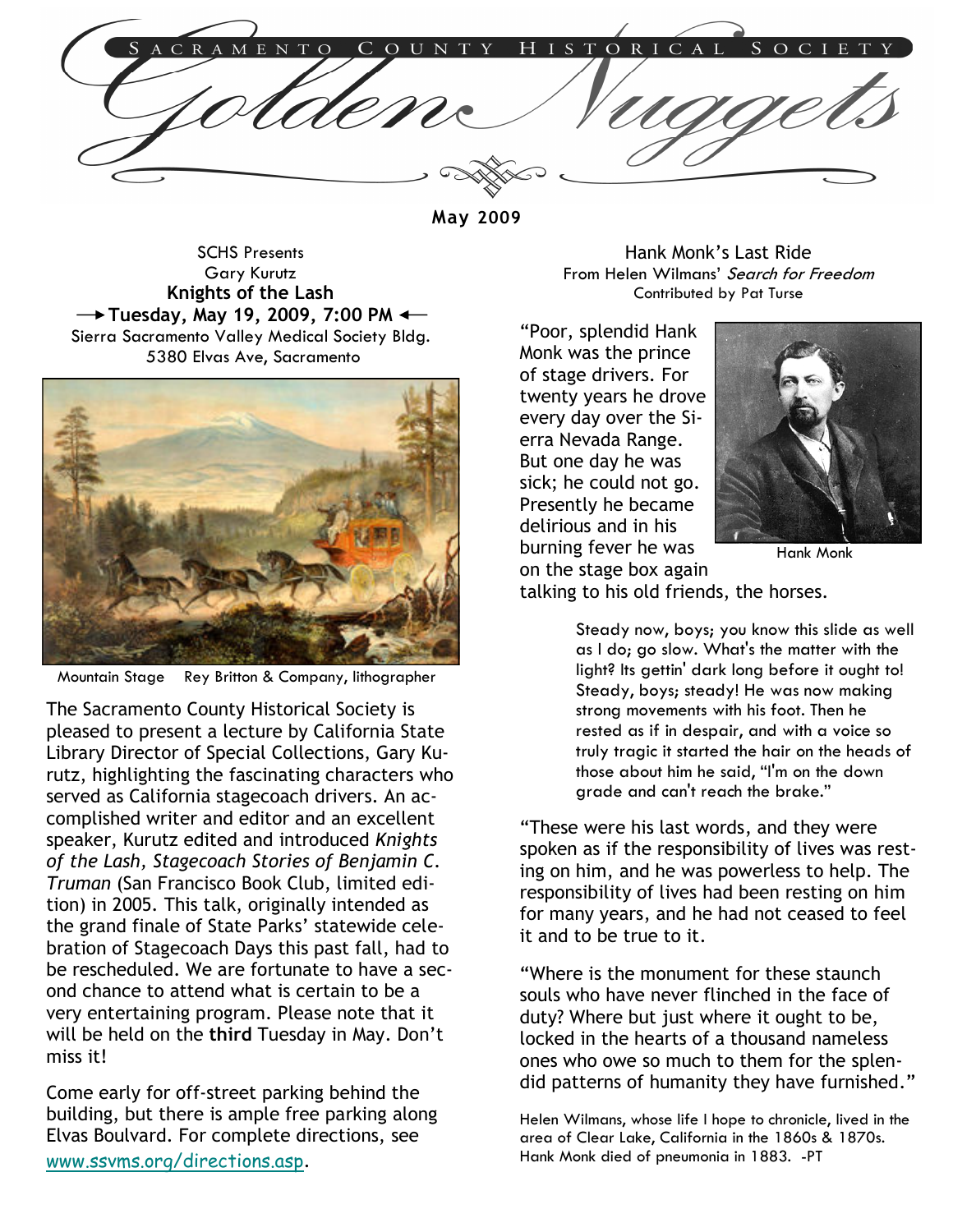# Sacramento County Historical Society

# Golden Nuggets

**May 2009**

SCHS Presents
Gary Kurutz
**Knights of the Lash**
**→ Tuesday, May 19, 2009, 7:00 PM ←**
Sierra Sacramento Valley Medical Society Bldg.
5380 Elvas Ave, Sacramento

Mountain Stage Rey Britton & Company, lithographer

The Sacramento County Historical Society is pleased to present a lecture by California State Library Director of Special Collections, Gary Kurutz, highlighting the fascinating characters who served as California stagecoach drivers. An accomplished writer and editor and an excellent speaker, Kurutz edited and introduced *Knights of the Lash, Stagecoach Stories of Benjamin C. Truman* (San Francisco Book Club, limited edition) in 2005. This talk, originally intended as the grand finale of State Parks' statewide celebration of Stagecoach Days this past fall, had to be rescheduled. We are fortunate to have a second chance to attend what is certain to be a very entertaining program. Please note that it will be held on the **third** Tuesday in May. Don't miss it!

Come early for off-street parking behind the building, but there is ample free parking along Elvas Boulvard. For complete directions, see www.ssvms.org/directions.asp.

## Hank Monk's Last Ride

From Helen Wilmans' *Search for Freedom*
Contributed by Pat Turse

"Poor, splendid Hank Monk was the prince of stage drivers. For twenty years he drove every day over the Sierra Nevada Range. But one day he was sick; he could not go. Presently he became delirious and in his burning fever he was on the stage box again talking to his old friends, the horses.

Hank Monk

> Steady now, boys; you know this slide as well as I do; go slow. What's the matter with the light? Its gettin' dark long before it ought to! Steady, boys; steady! He was now making strong movements with his foot. Then he rested as if in despair, and with a voice so truly tragic it started the hair on the heads of those about him he said, "I'm on the down grade and can't reach the brake."

"These were his last words, and they were spoken as if the responsibility of lives was resting on him, and he was powerless to help. The responsibility of lives had been resting on him for many years, and he had not ceased to feel it and to be true to it.

"Where is the monument for these staunch souls who have never flinched in the face of duty? Where but just where it ought to be, locked in the hearts of a thousand nameless ones who owe so much to them for the splendid patterns of humanity they have furnished."

Helen Wilmans, whose life I hope to chronicle, lived in the area of Clear Lake, California in the 1860s & 1870s. Hank Monk died of pneumonia in 1883. -PT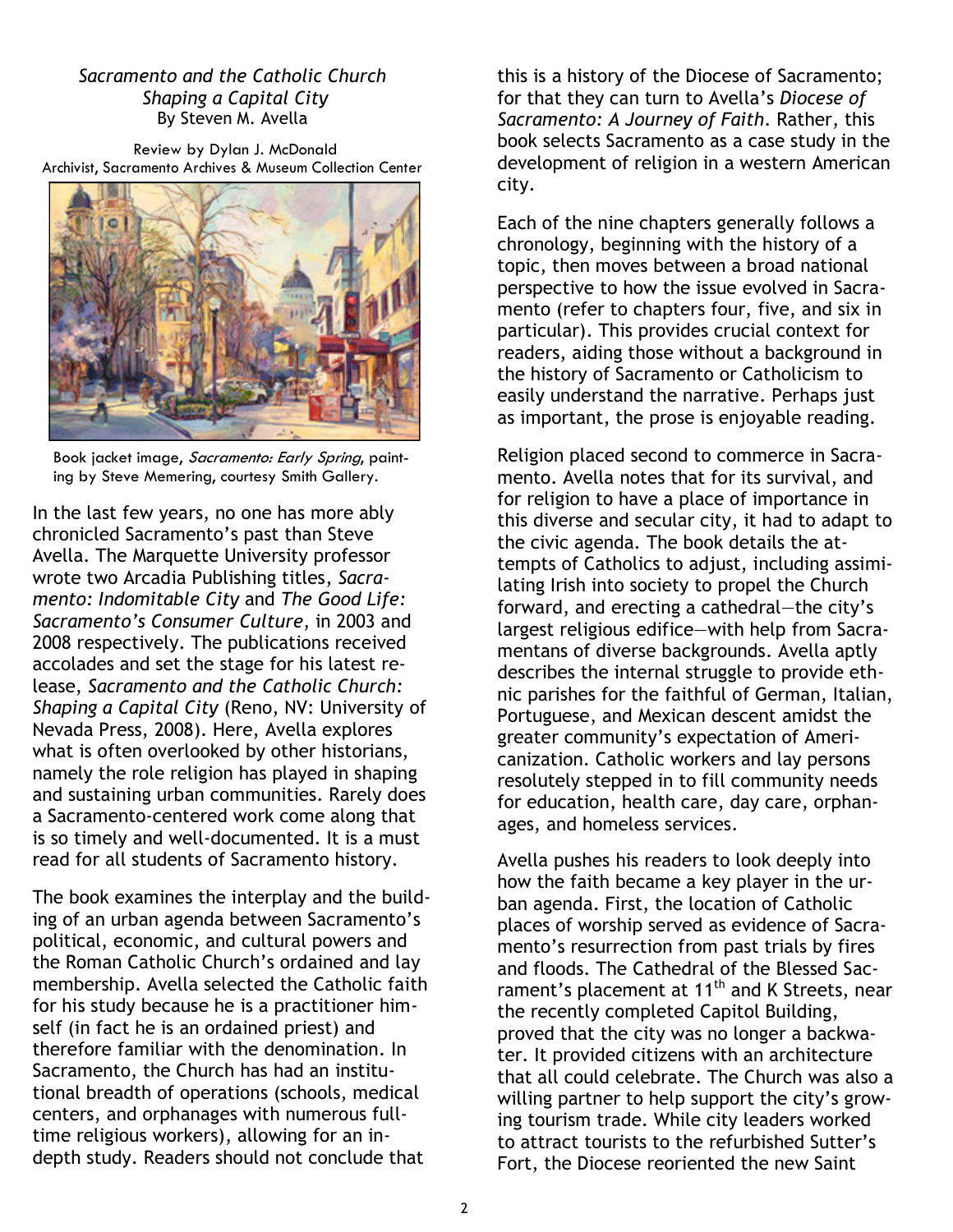*Sacramento and the Catholic Church*
*Shaping a Capital City*
By Steven M. Avella

Review by Dylan J. McDonald
Archivist, Sacramento Archives & Museum Collection Center

Book jacket image, *Sacramento: Early Spring*, painting by Steve Memering, courtesy Smith Gallery.

In the last few years, no one has more ably chronicled Sacramento's past than Steve Avella. The Marquette University professor wrote two Arcadia Publishing titles, *Sacramento: Indomitable City* and *The Good Life: Sacramento's Consumer Culture*, in 2003 and 2008 respectively. The publications received accolades and set the stage for his latest release, *Sacramento and the Catholic Church: Shaping a Capital City* (Reno, NV: University of Nevada Press, 2008). Here, Avella explores what is often overlooked by other historians, namely the role religion has played in shaping and sustaining urban communities. Rarely does a Sacramento-centered work come along that is so timely and well-documented. It is a must read for all students of Sacramento history.

The book examines the interplay and the building of an urban agenda between Sacramento's political, economic, and cultural powers and the Roman Catholic Church's ordained and lay membership. Avella selected the Catholic faith for his study because he is a practitioner himself (in fact he is an ordained priest) and therefore familiar with the denomination. In Sacramento, the Church has had an institutional breadth of operations (schools, medical centers, and orphanages with numerous full-time religious workers), allowing for an in-depth study. Readers should not conclude that this is a history of the Diocese of Sacramento; for that they can turn to Avella's *Diocese of Sacramento: A Journey of Faith*. Rather, this book selects Sacramento as a case study in the development of religion in a western American city.

Each of the nine chapters generally follows a chronology, beginning with the history of a topic, then moves between a broad national perspective to how the issue evolved in Sacramento (refer to chapters four, five, and six in particular). This provides crucial context for readers, aiding those without a background in the history of Sacramento or Catholicism to easily understand the narrative. Perhaps just as important, the prose is enjoyable reading.

Religion placed second to commerce in Sacramento. Avella notes that for its survival, and for religion to have a place of importance in this diverse and secular city, it had to adapt to the civic agenda. The book details the attempts of Catholics to adjust, including assimilating Irish into society to propel the Church forward, and erecting a cathedral—the city's largest religious edifice—with help from Sacramentans of diverse backgrounds. Avella aptly describes the internal struggle to provide ethnic parishes for the faithful of German, Italian, Portuguese, and Mexican descent amidst the greater community's expectation of Americanization. Catholic workers and lay persons resolutely stepped in to fill community needs for education, health care, day care, orphanages, and homeless services.

Avella pushes his readers to look deeply into how the faith became a key player in the urban agenda. First, the location of Catholic places of worship served as evidence of Sacramento's resurrection from past trials by fires and floods. The Cathedral of the Blessed Sacrament's placement at 11th and K Streets, near the recently completed Capitol Building, proved that the city was no longer a backwater. It provided citizens with an architecture that all could celebrate. The Church was also a willing partner to help support the city's growing tourism trade. While city leaders worked to attract tourists to the refurbished Sutter's Fort, the Diocese reoriented the new Saint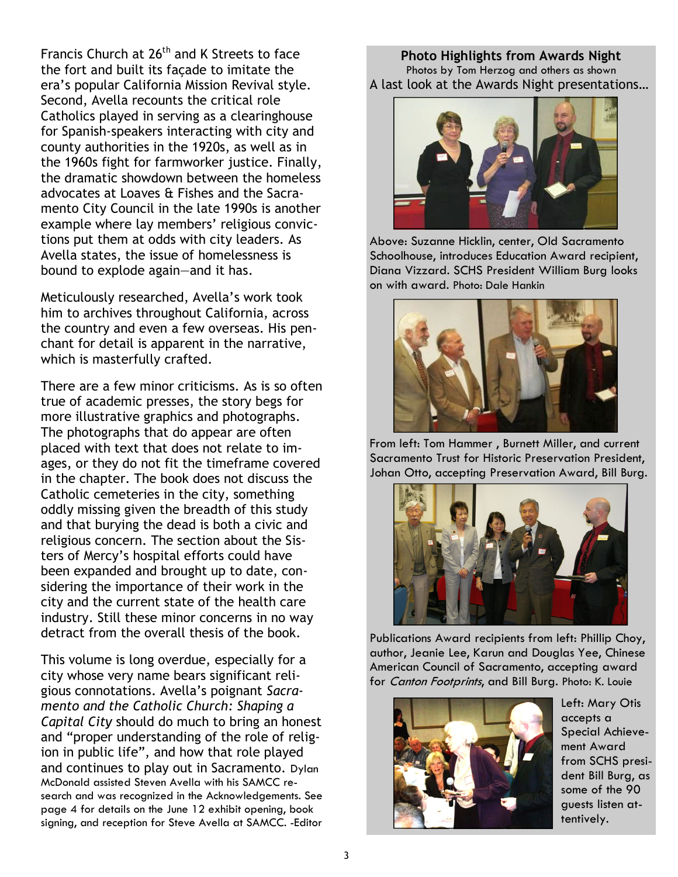Francis Church at 26th and K Streets to face the fort and built its façade to imitate the era's popular California Mission Revival style. Second, Avella recounts the critical role Catholics played in serving as a clearinghouse for Spanish-speakers interacting with city and county authorities in the 1920s, as well as in the 1960s fight for farmworker justice. Finally, the dramatic showdown between the homeless advocates at Loaves & Fishes and the Sacramento City Council in the late 1990s is another example where lay members' religious convictions put them at odds with city leaders. As Avella states, the issue of homelessness is bound to explode again—and it has.

Meticulously researched, Avella's work took him to archives throughout California, across the country and even a few overseas. His penchant for detail is apparent in the narrative, which is masterfully crafted.

There are a few minor criticisms. As is so often true of academic presses, the story begs for more illustrative graphics and photographs. The photographs that do appear are often placed with text that does not relate to images, or they do not fit the timeframe covered in the chapter. The book does not discuss the Catholic cemeteries in the city, something oddly missing given the breadth of this study and that burying the dead is both a civic and religious concern. The section about the Sisters of Mercy's hospital efforts could have been expanded and brought up to date, considering the importance of their work in the city and the current state of the health care industry. Still these minor concerns in no way detract from the overall thesis of the book.

This volume is long overdue, especially for a city whose very name bears significant religious connotations. Avella's poignant *Sacramento and the Catholic Church: Shaping a Capital City* should do much to bring an honest and "proper understanding of the role of religion in public life", and how that role played and continues to play out in Sacramento. Dylan McDonald assisted Steven Avella with his SAMCC research and was recognized in the Acknowledgements. See page 4 for details on the June 12 exhibit opening, book signing, and reception for Steve Avella at SAMCC. -Editor

**Photo Highlights from Awards Night**

Photos by Tom Herzog and others as shown

A last look at the Awards Night presentations…

Above: Suzanne Hicklin, center, Old Sacramento Schoolhouse, introduces Education Award recipient, Diana Vizzard. SCHS President William Burg looks on with award. Photo: Dale Hankin

From left: Tom Hammer , Burnett Miller, and current Sacramento Trust for Historic Preservation President, Johan Otto, accepting Preservation Award, Bill Burg.

Publications Award recipients from left: Phillip Choy, author, Jeanie Lee, Karun and Douglas Yee, Chinese American Council of Sacramento, accepting award for *Canton Footprints*, and Bill Burg. Photo: K. Louie

Left: Mary Otis accepts a Special Achievement Award from SCHS president Bill Burg, as some of the 90 guests listen attentively.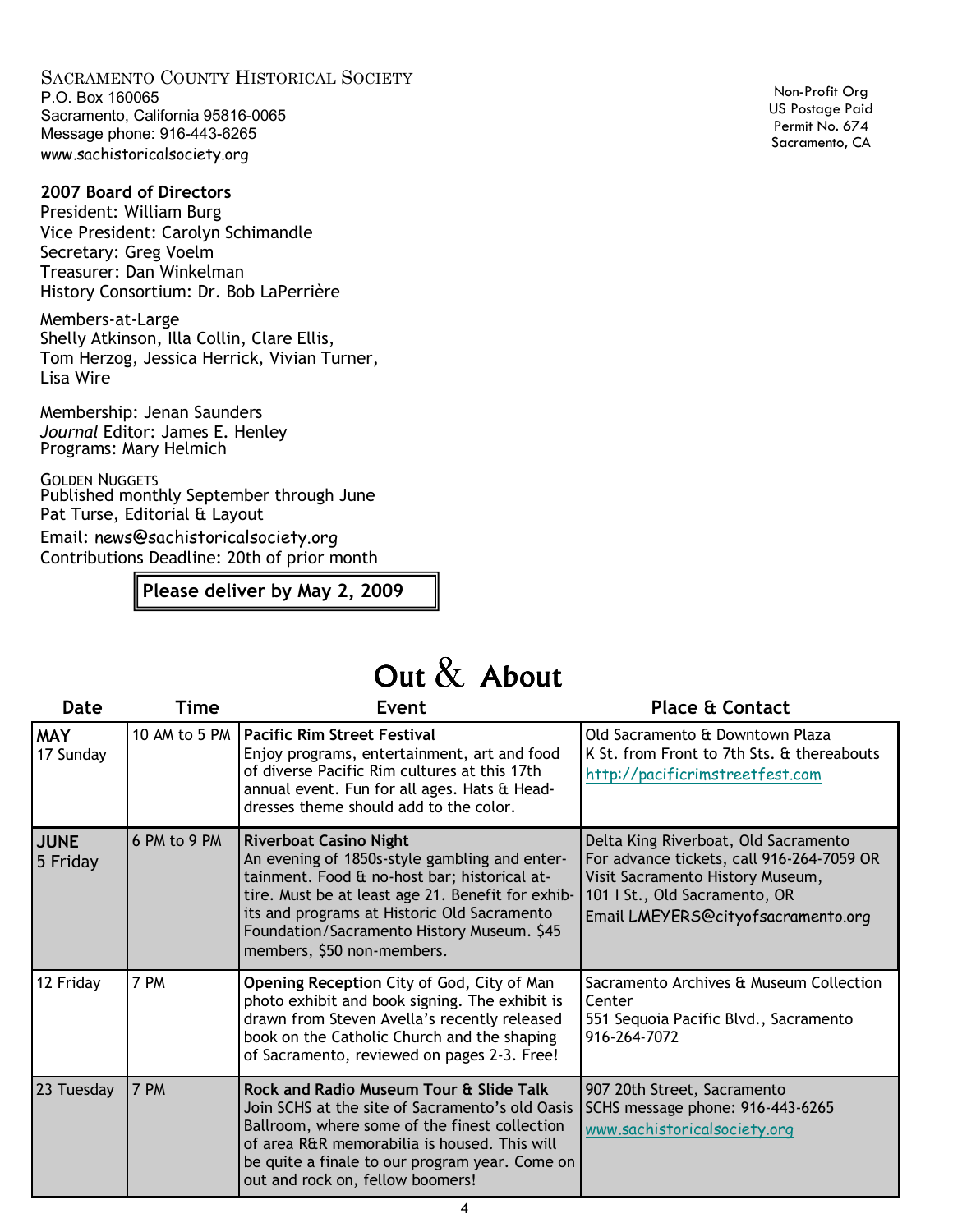SACRAMENTO COUNTY HISTORICAL SOCIETY
P.O. Box 160065
Sacramento, California 95816-0065
Message phone: 916-443-6265
www.sachistoricalsociety.org

Non-Profit Org
US Postage Paid
Permit No. 674
Sacramento, CA

**2007 Board of Directors**
President: William Burg
Vice President: Carolyn Schimandle
Secretary: Greg Voelm
Treasurer: Dan Winkelman
History Consortium: Dr. Bob LaPerrière

Members-at-Large
Shelly Atkinson, Illa Collin, Clare Ellis,
Tom Herzog, Jessica Herrick, Vivian Turner,
Lisa Wire

Membership: Jenan Saunders
*Journal* Editor: James E. Henley
Programs: Mary Helmich

GOLDEN NUGGETS
Published monthly September through June
Pat Turse, Editorial & Layout
Email: news@sachistoricalsociety.org
Contributions Deadline: 20th of prior month

**Please deliver by May 2, 2009**

# Out & About

| Date | Time | Event | Place & Contact |
|---|---|---|---|
| **MAY** 17 Sunday | 10 AM to 5 PM | **Pacific Rim Street Festival** Enjoy programs, entertainment, art and food of diverse Pacific Rim cultures at this 17th annual event. Fun for all ages. Hats & Headdresses theme should add to the color. | Old Sacramento & Downtown Plaza K St. from Front to 7th Sts. & thereabouts http://pacificrimstreetfest.com |
| **JUNE** 5 Friday | 6 PM to 9 PM | **Riverboat Casino Night** An evening of 1850s-style gambling and entertainment. Food & no-host bar; historical attire. Must be at least age 21. Benefit for exhibits and programs at Historic Old Sacramento Foundation/Sacramento History Museum. $45 members, $50 non-members. | Delta King Riverboat, Old Sacramento For advance tickets, call 916-264-7059 OR Visit Sacramento History Museum, 101 I St., Old Sacramento, OR Email LMEYERS@cityofsacramento.org |
| 12 Friday | 7 PM | **Opening Reception** City of God, City of Man photo exhibit and book signing. The exhibit is drawn from Steven Avella's recently released book on the Catholic Church and the shaping of Sacramento, reviewed on pages 2-3. Free! | Sacramento Archives & Museum Collection Center 551 Sequoia Pacific Blvd., Sacramento 916-264-7072 |
| 23 Tuesday | 7 PM | **Rock and Radio Museum Tour & Slide Talk** Join SCHS at the site of Sacramento's old Oasis Ballroom, where some of the finest collection of area R&R memorabilia is housed. This will be quite a finale to our program year. Come on out and rock on, fellow boomers! | 907 20th Street, Sacramento SCHS message phone: 916-443-6265 www.sachistoricalsociety.org |